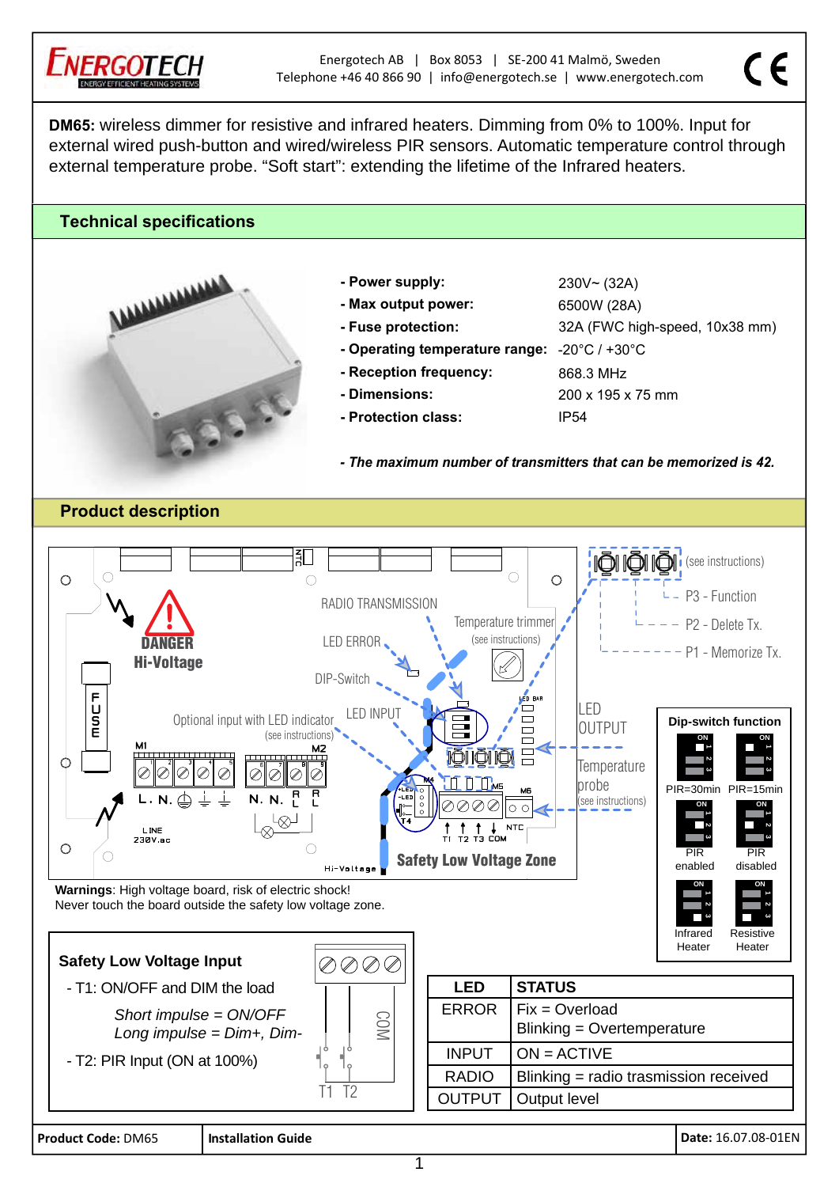Energotech AB | Box 8053 | SE-200 41 Malmö, Sweden
Telephone +46 40 866 90 | info@energotech.se | www.energotech.com

**DM65:** wireless dimmer for resistive and infrared heaters. Dimming from 0% to 100%. Input for external wired push-button and wired/wireless PIR sensors. Automatic temperature control through external temperature probe. "Soft start": extending the lifetime of the Infrared heaters.

## Technical specifications

- **Power supply:** 230V~ (32A)
- **Max output power:** 6500W (28A)
- **Fuse protection:** 32A (FWC high-speed, 10x38 mm)
- **Operating temperature range:** -20°C / +30°C
- **Reception frequency:** 868.3 MHz
- **Dimensions:** 200 x 195 x 75 mm
- **Protection class:** IP54

***- The maximum number of transmitters that can be memorized is 42.***

## Product description

DANGER Hi-Voltage

FUSE

RADIO TRANSMISSION

LED ERROR

DIP-Switch

Temperature trimmer (see instructions)

(see instructions)

P3 - Function

P2 - Delete Tx.

P1 - Memorize Tx.

Optional input with LED indicator (see instructions)

LED INPUT

LED OUTPUT

Temperature probe (see instructions)

M1: L. N. — LINE 230V.ac

M2: N. N. RL RL

M4, M5, M6

T1 T2 T3 COM NTC

Hi-Voltage

Safety Low Voltage Zone

**Dip-switch function**

- PIR=30min / PIR=15min
- PIR enabled / PIR disabled
- Infrared Heater / Resistive Heater

**Warnings**: High voltage board, risk of electric shock!
Never touch the board outside the safety low voltage zone.

### Safety Low Voltage Input

- T1: ON/OFF and DIM the load
  *Short impulse = ON/OFF*
  *Long impulse = Dim+, Dim-*
- T2: PIR Input (ON at 100%)

T1 T2 COM

| LED | STATUS |
|---|---|
| ERROR | Fix = Overload<br>Blinking = Overtemperature |
| INPUT | ON = ACTIVE |
| RADIO | Blinking = radio trasmission received |
| OUTPUT | Output level |

**Product Code:** DM65 | **Installation Guide** | **Date:** 16.07.08-01EN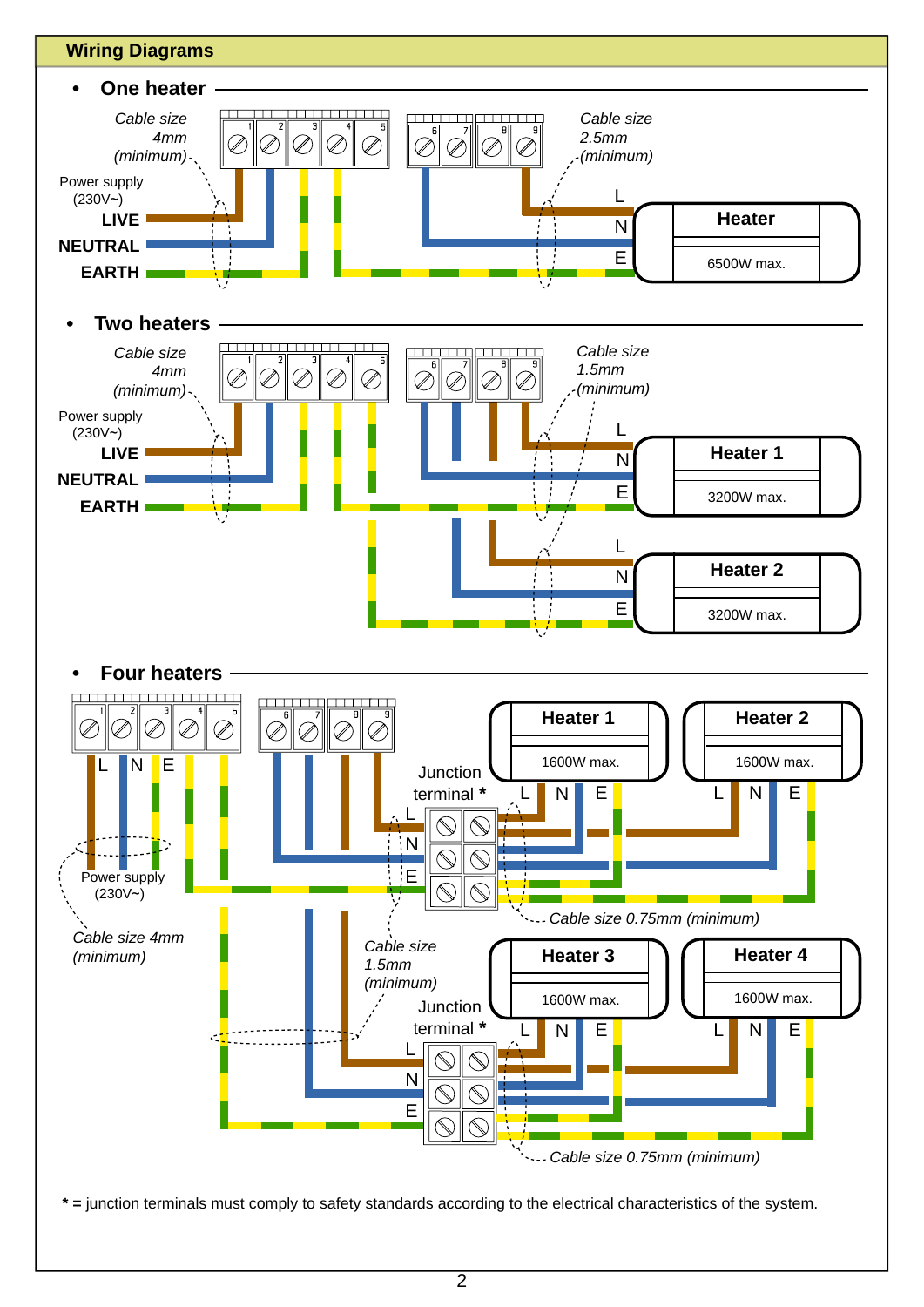## Wiring Diagrams

- **One heater**

*Cable size 4mm (minimum)*

Power supply (230V~)

**LIVE**

**NEUTRAL**

**EARTH**

*Cable size 2.5mm (minimum)*

L N E

**Heater**

6500W max.

- **Two heaters**

*Cable size 4mm (minimum)*

Power supply (230V~)

**LIVE**

**NEUTRAL**

**EARTH**

*Cable size 1.5mm (minimum)*

L N E

**Heater 1**

3200W max.

L N E

**Heater 2**

3200W max.

- **Four heaters**

L N E

Power supply (230V~)

*Cable size 4mm (minimum)*

Junction terminal *

**Heater 1**

1600W max.

**Heater 2**

1600W max.

*Cable size 0.75mm (minimum)*

*Cable size 1.5mm (minimum)*

Junction terminal *

**Heater 3**

1600W max.

**Heater 4**

1600W max.

*Cable size 0.75mm (minimum)*

**\* =** junction terminals must comply to safety standards according to the electrical characteristics of the system.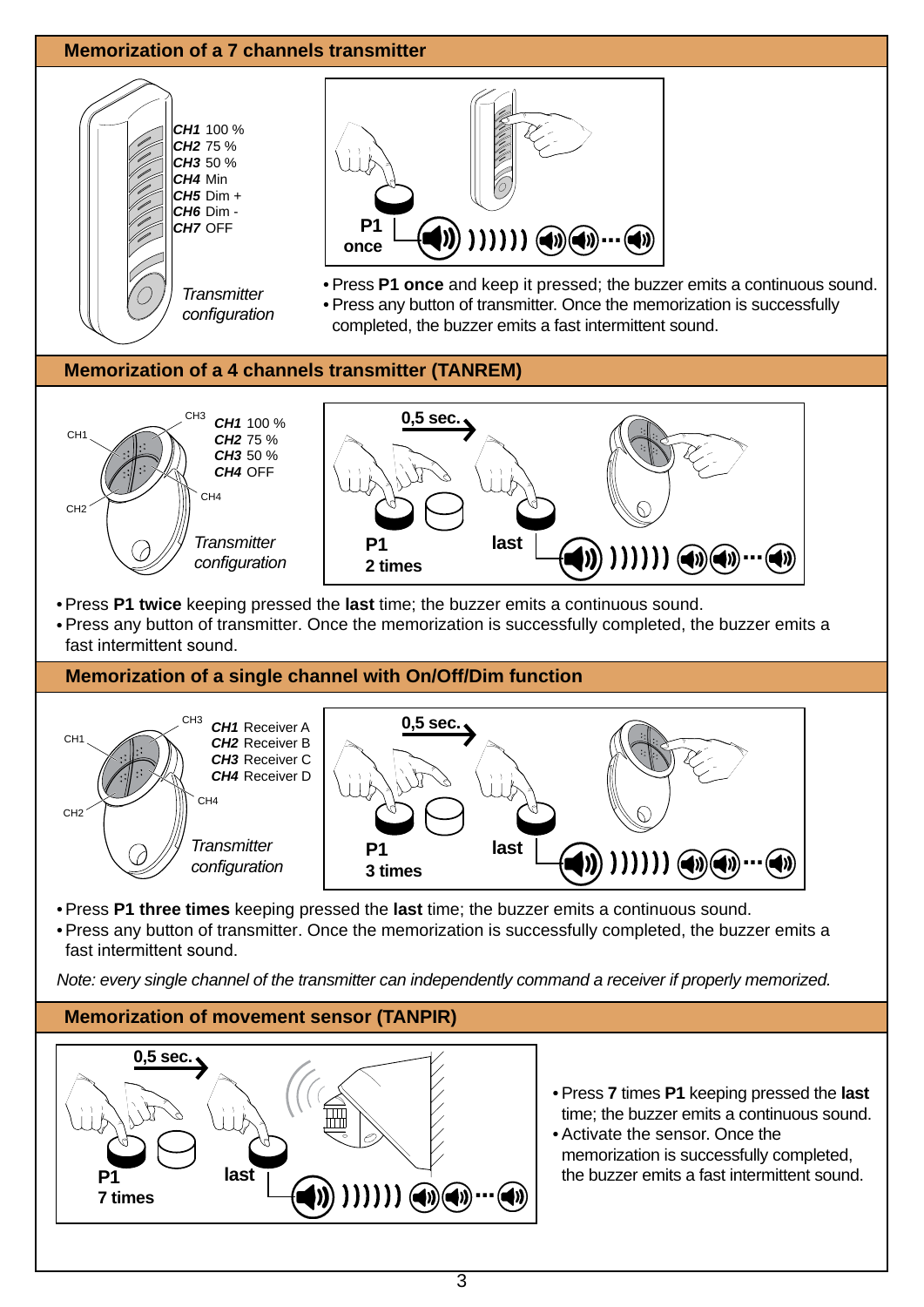## Memorization of a 7 channels transmitter

*CH1* 100 %
*CH2* 75 %
*CH3* 50 %
*CH4* Min
*CH5* Dim +
*CH6* Dim -
*CH7* OFF

*Transmitter configuration*

**P1 once**

- Press **P1 once** and keep it pressed; the buzzer emits a continuous sound.
- Press any button of transmitter. Once the memorization is successfully completed, the buzzer emits a fast intermittent sound.

## Memorization of a 4 channels transmitter (TANREM)

*CH1* 100 %
*CH2* 75 %
*CH3* 50 %
*CH4* OFF

*Transmitter configuration*

**0,5 sec.**

**P1 2 times** **last**

- Press **P1 twice** keeping pressed the **last** time; the buzzer emits a continuous sound.
- Press any button of transmitter. Once the memorization is successfully completed, the buzzer emits a fast intermittent sound.

## Memorization of a single channel with On/Off/Dim function

*CH1* Receiver A
*CH2* Receiver B
*CH3* Receiver C
*CH4* Receiver D

*Transmitter configuration*

**0,5 sec.**

**P1 3 times** **last**

- Press **P1 three times** keeping pressed the **last** time; the buzzer emits a continuous sound.
- Press any button of transmitter. Once the memorization is successfully completed, the buzzer emits a fast intermittent sound.

*Note: every single channel of the transmitter can independently command a receiver if properly memorized.*

## Memorization of movement sensor (TANPIR)

**0,5 sec.**

**P1 7 times** **last**

- Press **7** times **P1** keeping pressed the **last** time; the buzzer emits a continuous sound.
- Activate the sensor. Once the memorization is successfully completed, the buzzer emits a fast intermittent sound.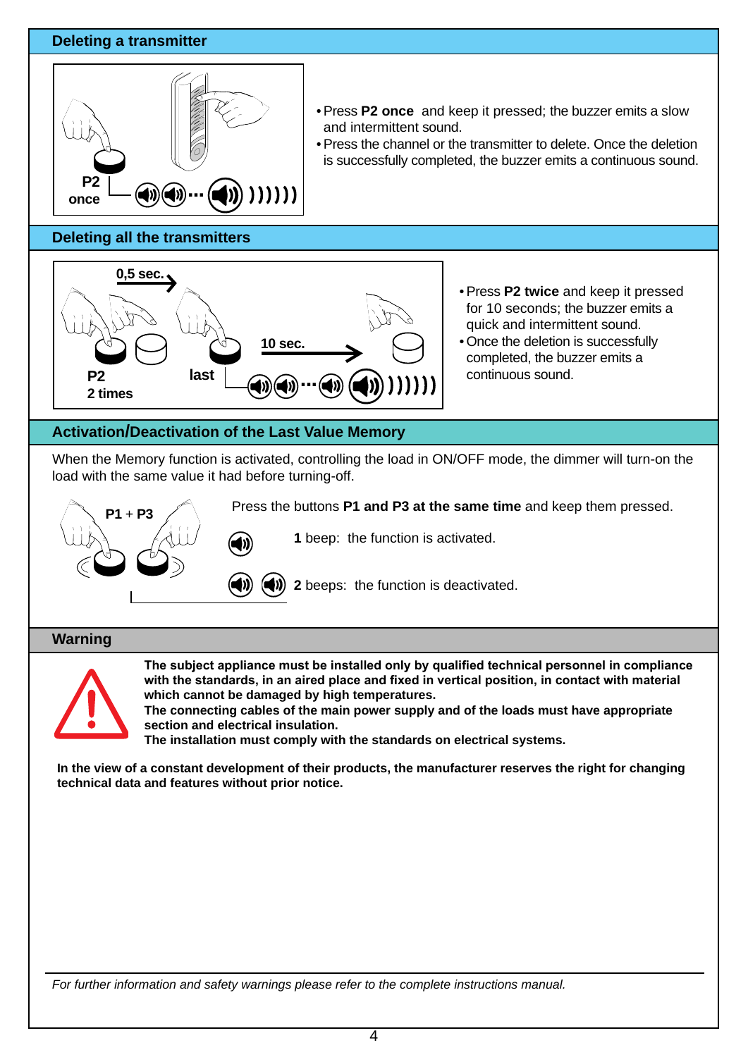## Deleting a transmitter

P2
once

- Press **P2 once** and keep it pressed; the buzzer emits a slow and intermittent sound.
- Press the channel or the transmitter to delete. Once the deletion is successfully completed, the buzzer emits a continuous sound.

## Deleting all the transmitters

0,5 sec.

10 sec.

P2
2 times

last

- Press **P2 twice** and keep it pressed for 10 seconds; the buzzer emits a quick and intermittent sound.
- Once the deletion is successfully completed, the buzzer emits a continuous sound.

## Activation/Deactivation of the Last Value Memory

When the Memory function is activated, controlling the load in ON/OFF mode, the dimmer will turn-on the load with the same value it had before turning-off.

**P1** + **P3**

Press the buttons **P1 and P3 at the same time** and keep them pressed.

**1** beep: the function is activated.

**2** beeps: the function is deactivated.

## Warning

**The subject appliance must be installed only by qualified technical personnel in compliance with the standards, in an aired place and fixed in vertical position, in contact with material which cannot be damaged by high temperatures.**
**The connecting cables of the main power supply and of the loads must have appropriate section and electrical insulation.**
**The installation must comply with the standards on electrical systems.**

**In the view of a constant development of their products, the manufacturer reserves the right for changing technical data and features without prior notice.**

*For further information and safety warnings please refer to the complete instructions manual.*